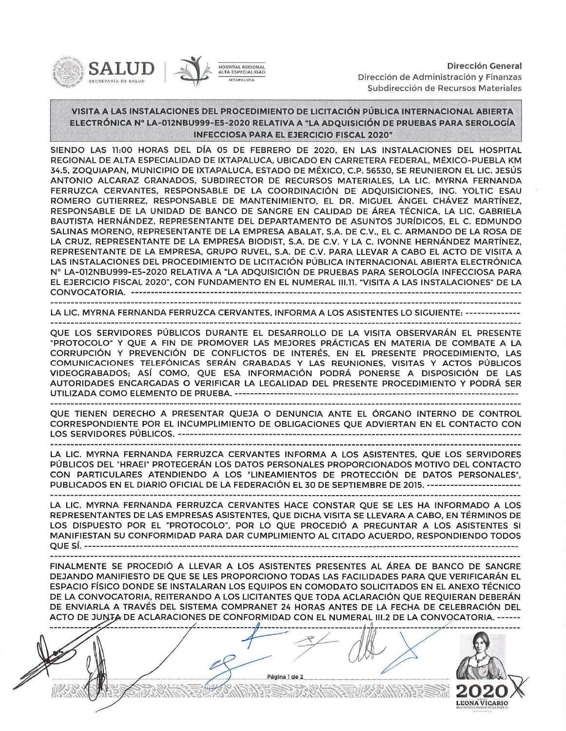Dirección General
Dirección de Administración y Finanzas
Subdirección de Recursos Materiales

## VISITA A LAS INSTALACIONES DEL PROCEDIMIENTO DE LICITACIÓN PÚBLICA INTERNACIONAL ABIERTA ELECTRÓNICA N° LA-012NBU999-E5-2020 RELATIVA A "LA ADQUISICIÓN DE PRUEBAS PARA SEROLOGÍA INFECCIOSA PARA EL EJERCICIO FISCAL 2020"

SIENDO LAS 11:00 HORAS DEL DÍA 05 DE FEBRERO DE 2020, EN LAS INSTALACIONES DEL HOSPITAL REGIONAL DE ALTA ESPECIALIDAD DE IXTAPALUCA, UBICADO EN CARRETERA FEDERAL, MÉXICO-PUEBLA KM 34.5, ZOQUIAPAN, MUNICIPIO DE IXTAPALUCA, ESTADO DE MÉXICO, C.P. 56530, SE REUNIERON EL LIC. JESÚS ANTONIO ALCARAZ GRANADOS, SUBDIRECTOR DE RECURSOS MATERIALES, LA LIC. MYRNA FERNANDA FERRUZCA CERVANTES, RESPONSABLE DE LA COORDINACIÓN DE ADQUISICIONES, ING. YOLTIC ESAU ROMERO GUTIERREZ, RESPONSABLE DE MANTENIMIENTO, EL DR. MIGUEL ÁNGEL CHÁVEZ MARTÍNEZ, RESPONSABLE DE LA UNIDAD DE BANCO DE SANGRE EN CALIDAD DE ÁREA TÉCNICA, LA LIC. GABRIELA BAUTISTA HERNÁNDEZ, REPRESENTANTE DEL DEPARTAMENTO DE ASUNTOS JURÍDICOS, EL C. EDMUNDO SALINAS MORENO, REPRESENTANTE DE LA EMPRESA ABALAT, S.A. DE C.V., EL C. ARMANDO DE LA ROSA DE LA CRUZ, REPRESENTANTE DE LA EMPRESA BIODIST, S.A. DE C.V. Y LA C. IVONNE HERNÁNDEZ MARTÍNEZ, REPRESENTANTE DE LA EMPRESA, GRUPO RUVEL, S.A. DE C.V. PARA LLEVAR A CABO EL ACTO DE VISITA A LAS INSTALACIONES DEL PROCEDIMIENTO DE LICITACIÓN PÚBLICA INTERNACIONAL ABIERTA ELECTRÓNICA N° LA-012NBU999-E5-2020 RELATIVA A "LA ADQUISICIÓN DE PRUEBAS PARA SEROLOGÍA INFECCIOSA PARA EL EJERCICIO FISCAL 2020", CON FUNDAMENTO EN EL NUMERAL III.11. "VISITA A LAS INSTALACIONES" DE LA CONVOCATORIA. ------------------------------------------------------------------------------------------------

LA LIC. MYRNA FERNANDA FERRUZCA CERVANTES, INFORMA A LOS ASISTENTES LO SIGUIENTE: --------------

QUE LOS SERVIDORES PÚBLICOS DURANTE EL DESARROLLO DE LA VISITA OBSERVARÁN EL PRESENTE "PROTOCOLO" Y QUE A FIN DE PROMOVER LAS MEJORES PRÁCTICAS EN MATERIA DE COMBATE A LA CORRUPCIÓN Y PREVENCIÓN DE CONFLICTOS DE INTERÉS, EN EL PRESENTE PROCEDIMIENTO, LAS COMUNICACIONES TELEFÓNICAS SERÁN GRABADAS Y LAS REUNIONES, VISITAS Y ACTOS PÚBLICOS VIDEOGRABADOS; ASÍ COMO, QUE ESA INFORMACIÓN PODRÁ PONERSE A DISPOSICIÓN DE LAS AUTORIDADES ENCARGADAS O VERIFICAR LA LEGALIDAD DEL PRESENTE PROCEDIMIENTO Y PODRÁ SER UTILIZADA COMO ELEMENTO DE PRUEBA. ----------------------------------------------------------------------

QUE TIENEN DERECHO A PRESENTAR QUEJA O DENUNCIA ANTE EL ÓRGANO INTERNO DE CONTROL CORRESPONDIENTE POR EL INCUMPLIMIENTO DE OBLIGACIONES QUE ADVIERTAN EN EL CONTACTO CON LOS SERVIDORES PÚBLICOS. -----------------------------------------------------------------------------------------

LA LIC. MYRNA FERNANDA FERRUZCA CERVANTES INFORMA A LOS ASISTENTES, QUE LOS SERVIDORES PÚBLICOS DEL "HRAEI" PROTEGERÁN LOS DATOS PERSONALES PROPORCIONADOS MOTIVO DEL CONTACTO CON PARTICULARES ATENDIENDO A LOS "LINEAMIENTOS DE PROTECCIÓN DE DATOS PERSONALES", PUBLICADOS EN EL DIARIO OFICIAL DE LA FEDERACIÓN EL 30 DE SEPTIEMBRE DE 2015. ------------------------

LA LIC. MYRNA FERNANDA FERRUZCA CERVANTES HACE CONSTAR QUE SE LES HA INFORMADO A LOS REPRESENTANTES DE LAS EMPRESAS ASISTENTES, QUE DICHA VISITA SE LLEVARA A CABO, EN TÉRMINOS DE LOS DISPUESTO POR EL "PROTOCOLO", POR LO QUE PROCEDIÓ A PREGUNTAR A LOS ASISTENTES SI MANIFIESTAN SU CONFORMIDAD PARA DAR CUMPLIMIENTO AL CITADO ACUERDO, RESPONDIENDO TODOS QUE SÍ. ----------------------------------------------------------------------------------------------------------

FINALMENTE SE PROCEDIÓ A LLEVAR A LOS ASISTENTES PRESENTES AL ÁREA DE BANCO DE SANGRE DEJANDO MANIFIESTO DE QUE SE LES PROPORCIONO TODAS LAS FACILIDADES PARA QUE VERIFICARÁN EL ESPACIO FÍSICO DONDE SE INSTALARAN LOS EQUIPOS EN COMODATO SOLICITADOS EN EL ANEXO TÉCNICO DE LA CONVOCATORIA, REITERANDO A LOS LICITANTES QUE TODA ACLARACIÓN QUE REQUIERAN DEBERÁN DE ENVIARLA A TRAVÉS DEL SISTEMA COMPRANET 24 HORAS ANTES DE LA FECHA DE CELEBRACIÓN DEL ACTO DE JUNTA DE ACLARACIONES DE CONFORMIDAD CON EL NUMERAL III.2 DE LA CONVOCATORIA. ------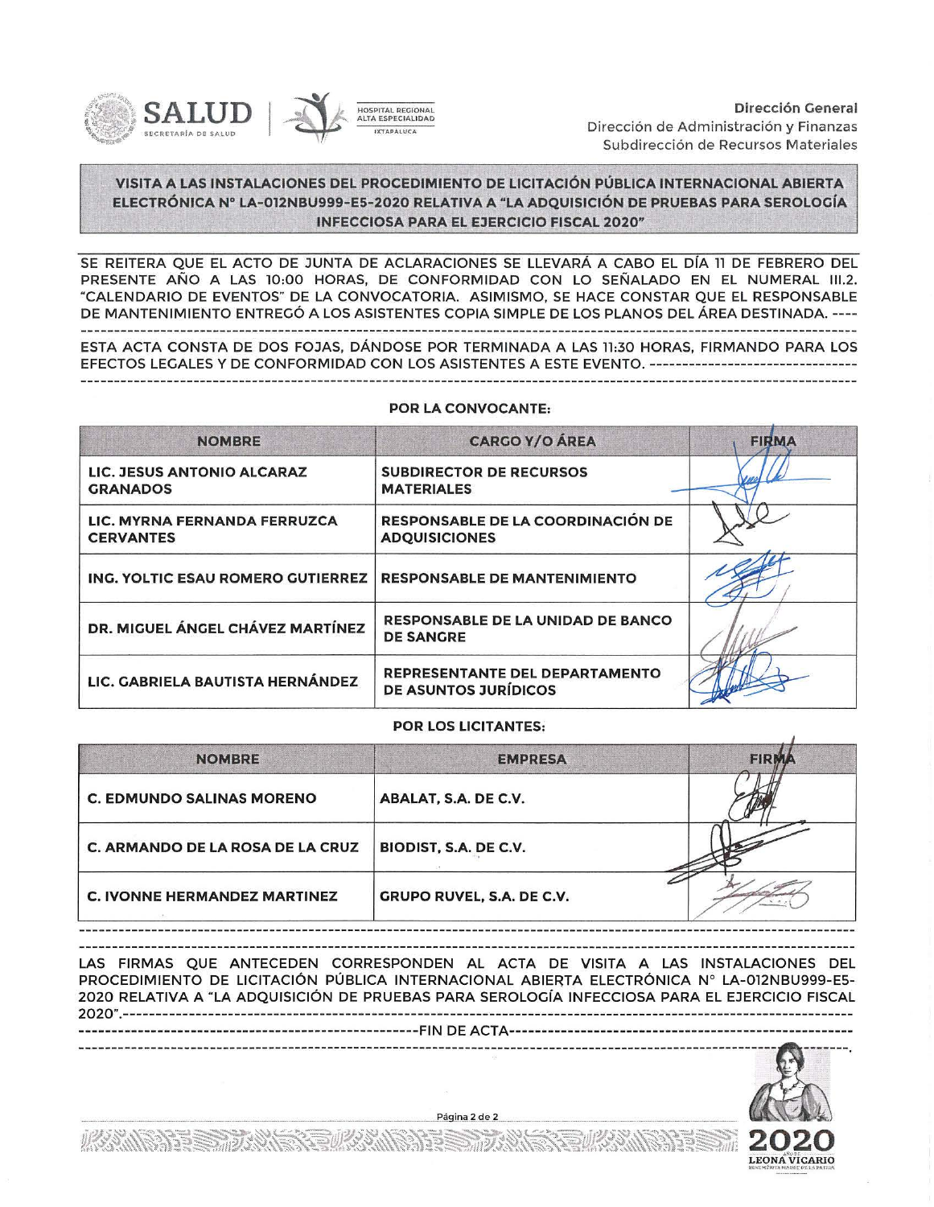## VISITA A LAS INSTALACIONES DEL PROCEDIMIENTO DE LICITACIÓN PÚBLICA INTERNACIONAL ABIERTA ELECTRÓNICA N° LA-012NBU999-E5-2020 RELATIVA A "LA ADQUISICIÓN DE PRUEBAS PARA SEROLOGÍA INFECCIOSA PARA EL EJERCICIO FISCAL 2020"

SE REITERA QUE EL ACTO DE JUNTA DE ACLARACIONES SE LLEVARÁ A CABO EL DÍA 11 DE FEBRERO DEL PRESENTE AÑO A LAS 10:00 HORAS, DE CONFORMIDAD CON LO SEÑALADO EN EL NUMERAL III.2. "CALENDARIO DE EVENTOS" DE LA CONVOCATORIA. ASIMISMO, SE HACE CONSTAR QUE EL RESPONSABLE DE MANTENIMIENTO ENTREGÓ A LOS ASISTENTES COPIA SIMPLE DE LOS PLANOS DEL ÁREA DESTINADA. ----

ESTA ACTA CONSTA DE DOS FOJAS, DÁNDOSE POR TERMINADA A LAS 11:30 HORAS, FIRMANDO PARA LOS EFECTOS LEGALES Y DE CONFORMIDAD CON LOS ASISTENTES A ESTE EVENTO. --------------------------------

**POR LA CONVOCANTE:**

| NOMBRE | CARGO Y/O ÁREA | FIRMA |
|---|---|---|
| LIC. JESUS ANTONIO ALCARAZ GRANADOS | SUBDIRECTOR DE RECURSOS MATERIALES | |
| LIC. MYRNA FERNANDA FERRUZCA CERVANTES | RESPONSABLE DE LA COORDINACIÓN DE ADQUISICIONES | |
| ING. YOLTIC ESAU ROMERO GUTIERREZ | RESPONSABLE DE MANTENIMIENTO | |
| DR. MIGUEL ÁNGEL CHÁVEZ MARTÍNEZ | RESPONSABLE DE LA UNIDAD DE BANCO DE SANGRE | |
| LIC. GABRIELA BAUTISTA HERNÁNDEZ | REPRESENTANTE DEL DEPARTAMENTO DE ASUNTOS JURÍDICOS | |

**POR LOS LICITANTES:**

| NOMBRE | EMPRESA | FIRMA |
|---|---|---|
| C. EDMUNDO SALINAS MORENO | ABALAT, S.A. DE C.V. | |
| C. ARMANDO DE LA ROSA DE LA CRUZ | BIODIST, S.A. DE C.V. | |
| C. IVONNE HERMANDEZ MARTINEZ | GRUPO RUVEL, S.A. DE C.V. | |

LAS FIRMAS QUE ANTECEDEN CORRESPONDEN AL ACTA DE VISITA A LAS INSTALACIONES DEL PROCEDIMIENTO DE LICITACIÓN PÚBLICA INTERNACIONAL ABIERTA ELECTRÓNICA N° LA-012NBU999-E5-2020 RELATIVA A "LA ADQUISICIÓN DE PRUEBAS PARA SEROLOGÍA INFECCIOSA PARA EL EJERCICIO FISCAL 2020".--------

---------------------------------------------------FIN DE ACTA---------------------------------------------------